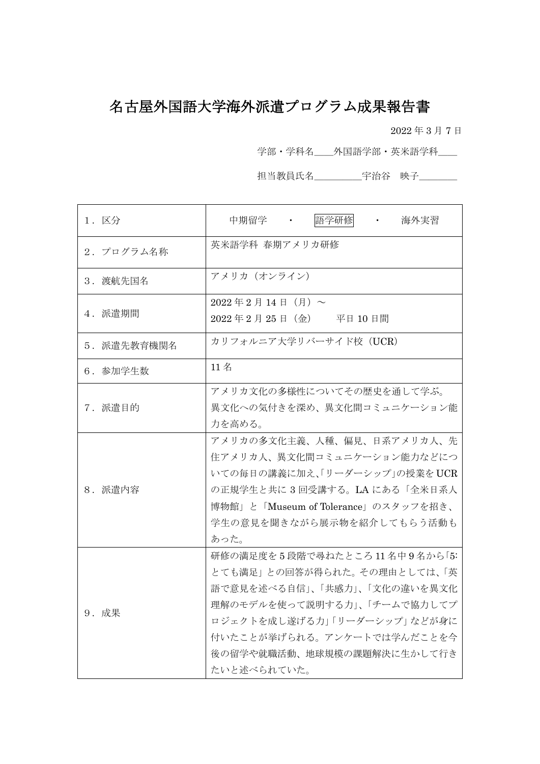# 名古屋外国語大学海外派遣プログラム成果報告書

2022 年 3 月 7 日

学部・学科名＿＿外国語学部・英米語学科＿＿

担当教員氏名＿＿＿＿＿宇治谷　映子＿＿＿＿

| | |
|---|---|
| 1．区分 | 中期留学　・　**[語学研修]**　・　海外実習 |
| 2．プログラム名称 | 英米語学科 春期アメリカ研修 |
| 3．渡航先国名 | アメリカ（オンライン） |
| 4．派遣期間 | 2022 年 2 月 14 日（月）～<br>2022 年 2 月 25 日（金）　　平日 10 日間 |
| 5．派遣先教育機関名 | カリフォルニア大学リバーサイド校（UCR） |
| 6．参加学生数 | 11 名 |
| 7．派遣目的 | アメリカ文化の多様性についてその歴史を通して学ぶ。異文化への気付きを深め、異文化間コミュニケーション能力を高める。 |
| 8．派遣内容 | アメリカの多文化主義、人種、偏見、日系アメリカ人、先住アメリカ人、異文化間コミュニケーション能力などについての毎日の講義に加え､｢リーダーシップ｣の授業を UCR の正規学生と共に 3 回受講する。LA にある「全米日系人博物館」と「Museum of Tolerance」のスタッフを招き、学生の意見を聞きながら展示物を紹介してもらう活動もあった。 |
| 9．成果 | 研修の満足度を 5 段階で尋ねたところ 11 名中 9 名から｢5: とても満足」との回答が得られた。その理由としては、「英語で意見を述べる自信」、「共感力」、「文化の違いを異文化理解のモデルを使って説明する力」、「チームで協力してプロジェクトを成し遂げる力」「リーダーシップ」などが身に付いたことが挙げられる。アンケートでは学んだことを今後の留学や就職活動、地球規模の課題解決に生かして行きたいと述べられていた。 |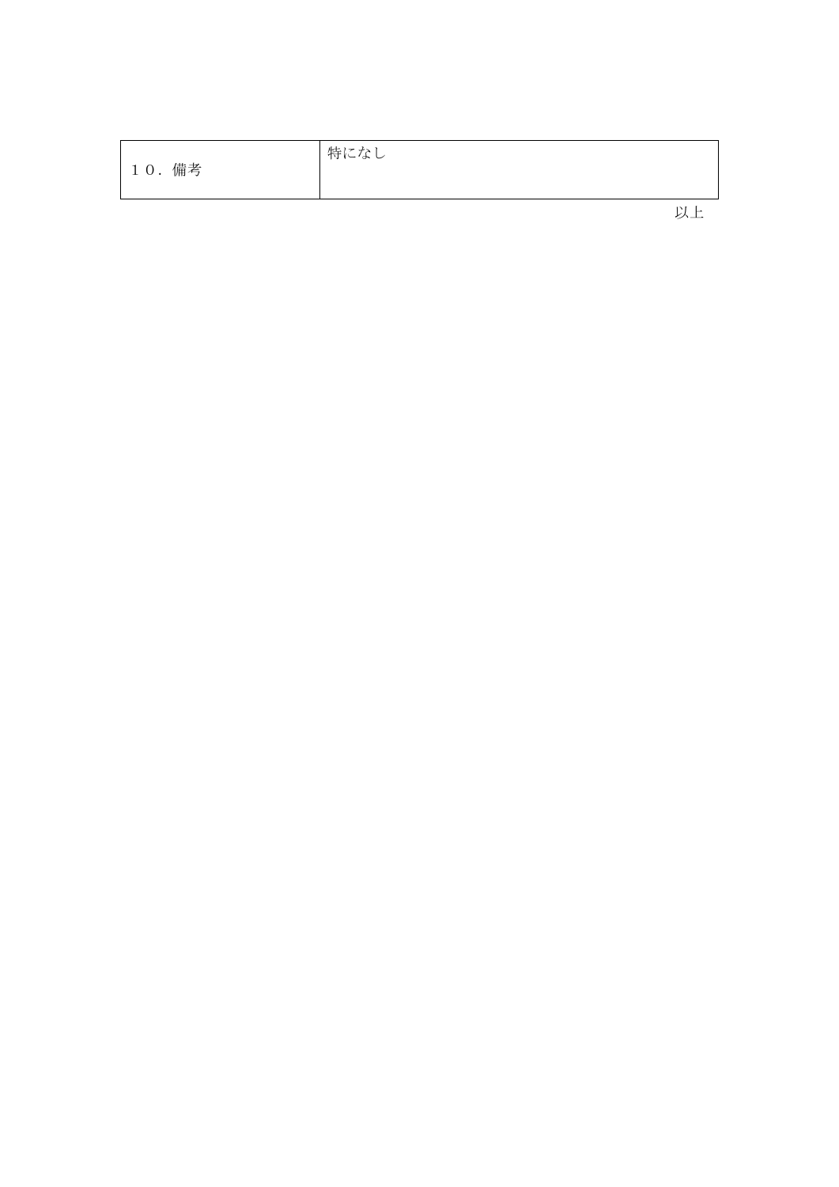| １０．備考 | 特になし |
|---|---|

以上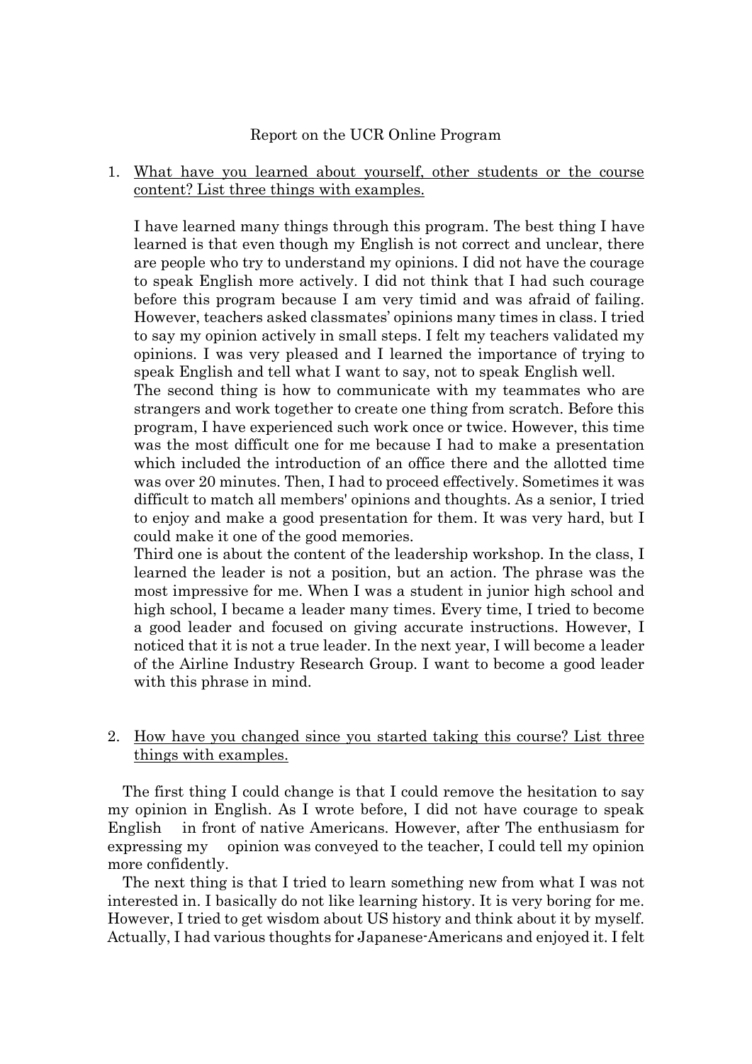Report on the UCR Online Program

1. What have you learned about yourself, other students or the course content? List three things with examples.

   I have learned many things through this program. The best thing I have learned is that even though my English is not correct and unclear, there are people who try to understand my opinions. I did not have the courage to speak English more actively. I did not think that I had such courage before this program because I am very timid and was afraid of failing. However, teachers asked classmates' opinions many times in class. I tried to say my opinion actively in small steps. I felt my teachers validated my opinions. I was very pleased and I learned the importance of trying to speak English and tell what I want to say, not to speak English well.
   The second thing is how to communicate with my teammates who are strangers and work together to create one thing from scratch. Before this program, I have experienced such work once or twice. However, this time was the most difficult one for me because I had to make a presentation which included the introduction of an office there and the allotted time was over 20 minutes. Then, I had to proceed effectively. Sometimes it was difficult to match all members' opinions and thoughts. As a senior, I tried to enjoy and make a good presentation for them. It was very hard, but I could make it one of the good memories.
   Third one is about the content of the leadership workshop. In the class, I learned the leader is not a position, but an action. The phrase was the most impressive for me. When I was a student in junior high school and high school, I became a leader many times. Every time, I tried to become a good leader and focused on giving accurate instructions. However, I noticed that it is not a true leader. In the next year, I will become a leader of the Airline Industry Research Group. I want to become a good leader with this phrase in mind.

2. How have you changed since you started taking this course? List three things with examples.

The first thing I could change is that I could remove the hesitation to say my opinion in English. As I wrote before, I did not have courage to speak English in front of native Americans. However, after The enthusiasm for expressing my opinion was conveyed to the teacher, I could tell my opinion more confidently.

The next thing is that I tried to learn something new from what I was not interested in. I basically do not like learning history. It is very boring for me. However, I tried to get wisdom about US history and think about it by myself. Actually, I had various thoughts for Japanese-Americans and enjoyed it. I felt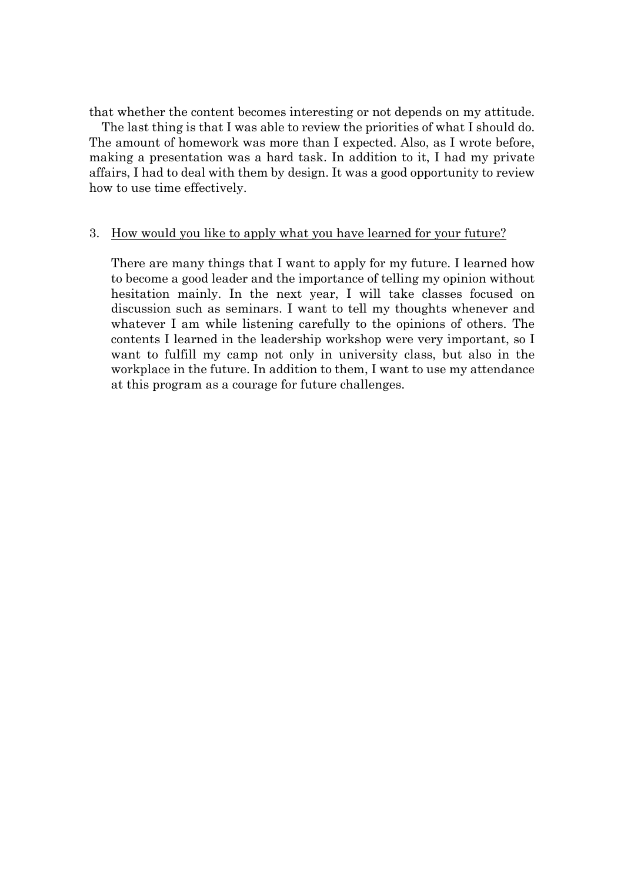that whether the content becomes interesting or not depends on my attitude.

The last thing is that I was able to review the priorities of what I should do. The amount of homework was more than I expected. Also, as I wrote before, making a presentation was a hard task. In addition to it, I had my private affairs, I had to deal with them by design. It was a good opportunity to review how to use time effectively.

3. <u>How would you like to apply what you have learned for your future?</u>

   There are many things that I want to apply for my future. I learned how to become a good leader and the importance of telling my opinion without hesitation mainly. In the next year, I will take classes focused on discussion such as seminars. I want to tell my thoughts whenever and whatever I am while listening carefully to the opinions of others. The contents I learned in the leadership workshop were very important, so I want to fulfill my camp not only in university class, but also in the workplace in the future. In addition to them, I want to use my attendance at this program as a courage for future challenges.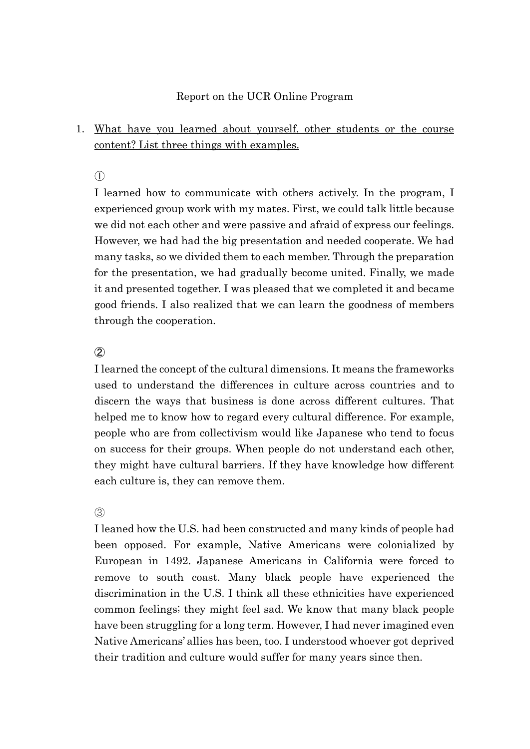Report on the UCR Online Program

1. <u>What have you learned about yourself, other students or the course content? List three things with examples.</u>

①

I learned how to communicate with others actively. In the program, I experienced group work with my mates. First, we could talk little because we did not each other and were passive and afraid of express our feelings. However, we had had the big presentation and needed cooperate. We had many tasks, so we divided them to each member. Through the preparation for the presentation, we had gradually become united. Finally, we made it and presented together. I was pleased that we completed it and became good friends. I also realized that we can learn the goodness of members through the cooperation.

②

I learned the concept of the cultural dimensions. It means the frameworks used to understand the differences in culture across countries and to discern the ways that business is done across different cultures. That helped me to know how to regard every cultural difference. For example, people who are from collectivism would like Japanese who tend to focus on success for their groups. When people do not understand each other, they might have cultural barriers. If they have knowledge how different each culture is, they can remove them.

③

I leaned how the U.S. had been constructed and many kinds of people had been opposed. For example, Native Americans were colonialized by European in 1492. Japanese Americans in California were forced to remove to south coast. Many black people have experienced the discrimination in the U.S. I think all these ethnicities have experienced common feelings; they might feel sad. We know that many black people have been struggling for a long term. However, I had never imagined even Native Americans' allies has been, too. I understood whoever got deprived their tradition and culture would suffer for many years since then.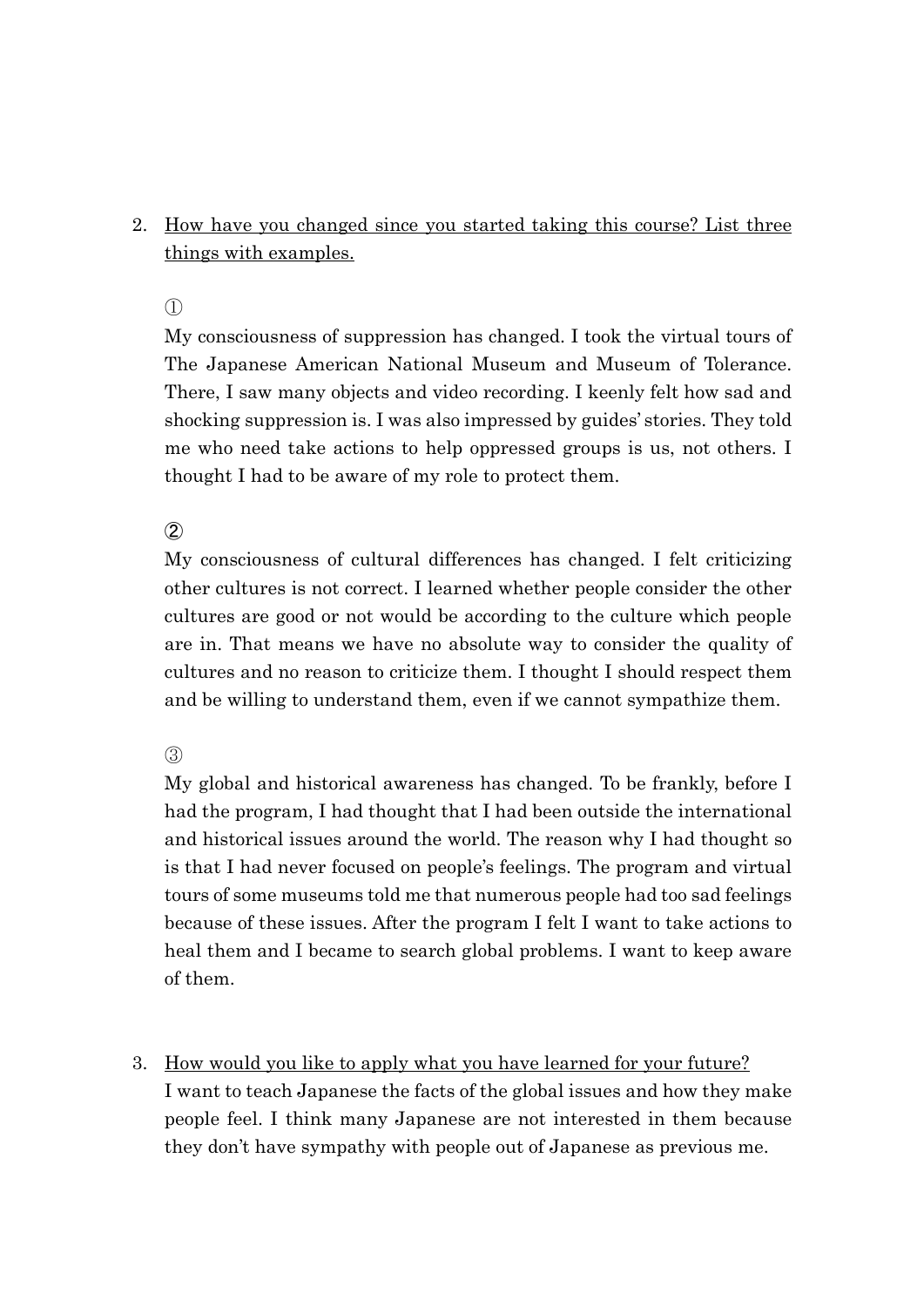2. <u>How have you changed since you started taking this course? List three things with examples.</u>

①

My consciousness of suppression has changed. I took the virtual tours of The Japanese American National Museum and Museum of Tolerance. There, I saw many objects and video recording. I keenly felt how sad and shocking suppression is. I was also impressed by guides' stories. They told me who need take actions to help oppressed groups is us, not others. I thought I had to be aware of my role to protect them.

②

My consciousness of cultural differences has changed. I felt criticizing other cultures is not correct. I learned whether people consider the other cultures are good or not would be according to the culture which people are in. That means we have no absolute way to consider the quality of cultures and no reason to criticize them. I thought I should respect them and be willing to understand them, even if we cannot sympathize them.

③

My global and historical awareness has changed. To be frankly, before I had the program, I had thought that I had been outside the international and historical issues around the world. The reason why I had thought so is that I had never focused on people's feelings. The program and virtual tours of some museums told me that numerous people had too sad feelings because of these issues. After the program I felt I want to take actions to heal them and I became to search global problems. I want to keep aware of them.

3. <u>How would you like to apply what you have learned for your future?</u>

I want to teach Japanese the facts of the global issues and how they make people feel. I think many Japanese are not interested in them because they don't have sympathy with people out of Japanese as previous me.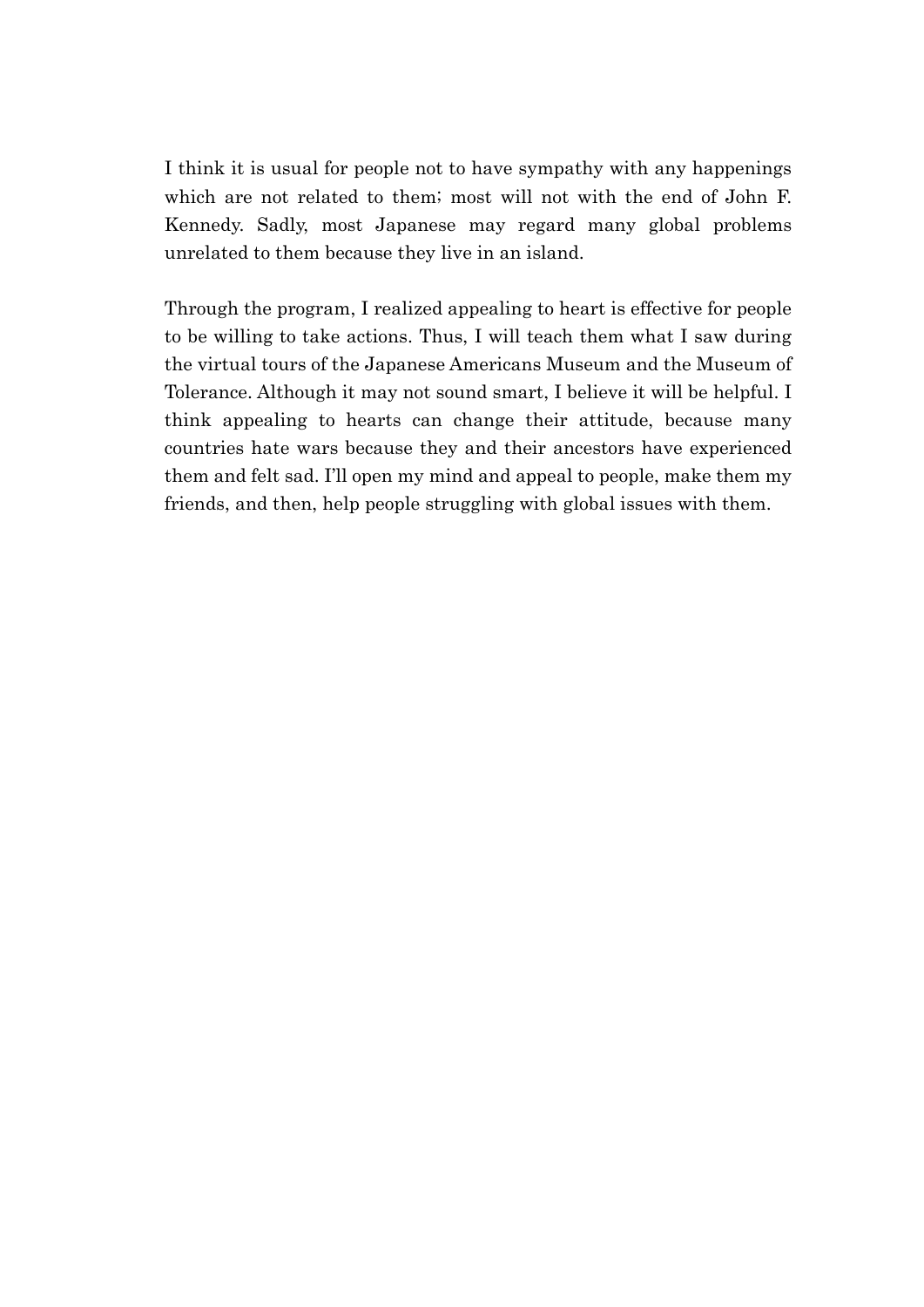I think it is usual for people not to have sympathy with any happenings which are not related to them; most will not with the end of John F. Kennedy. Sadly, most Japanese may regard many global problems unrelated to them because they live in an island.

Through the program, I realized appealing to heart is effective for people to be willing to take actions. Thus, I will teach them what I saw during the virtual tours of the Japanese Americans Museum and the Museum of Tolerance. Although it may not sound smart, I believe it will be helpful. I think appealing to hearts can change their attitude, because many countries hate wars because they and their ancestors have experienced them and felt sad. I'll open my mind and appeal to people, make them my friends, and then, help people struggling with global issues with them.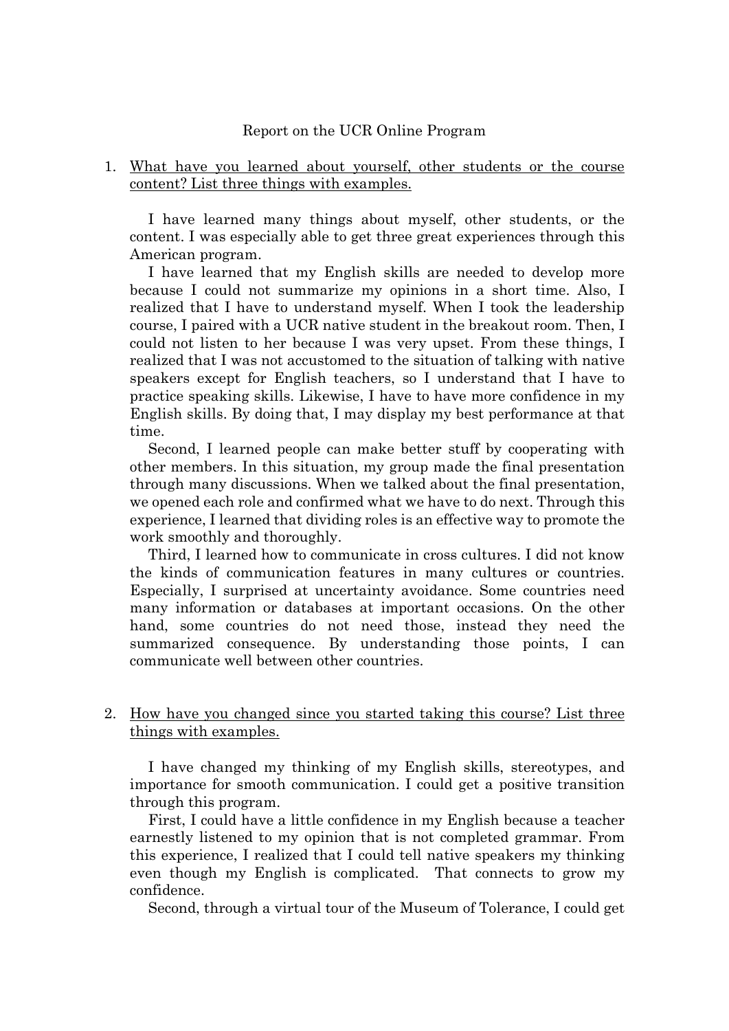Report on the UCR Online Program

1. <u>What have you learned about yourself, other students or the course content? List three things with examples.</u>

I have learned many things about myself, other students, or the content. I was especially able to get three great experiences through this American program.

I have learned that my English skills are needed to develop more because I could not summarize my opinions in a short time. Also, I realized that I have to understand myself. When I took the leadership course, I paired with a UCR native student in the breakout room. Then, I could not listen to her because I was very upset. From these things, I realized that I was not accustomed to the situation of talking with native speakers except for English teachers, so I understand that I have to practice speaking skills. Likewise, I have to have more confidence in my English skills. By doing that, I may display my best performance at that time.

Second, I learned people can make better stuff by cooperating with other members. In this situation, my group made the final presentation through many discussions. When we talked about the final presentation, we opened each role and confirmed what we have to do next. Through this experience, I learned that dividing roles is an effective way to promote the work smoothly and thoroughly.

Third, I learned how to communicate in cross cultures. I did not know the kinds of communication features in many cultures or countries. Especially, I surprised at uncertainty avoidance. Some countries need many information or databases at important occasions. On the other hand, some countries do not need those, instead they need the summarized consequence. By understanding those points, I can communicate well between other countries.

2. <u>How have you changed since you started taking this course? List three things with examples.</u>

I have changed my thinking of my English skills, stereotypes, and importance for smooth communication. I could get a positive transition through this program.

First, I could have a little confidence in my English because a teacher earnestly listened to my opinion that is not completed grammar. From this experience, I realized that I could tell native speakers my thinking even though my English is complicated. That connects to grow my confidence.

Second, through a virtual tour of the Museum of Tolerance, I could get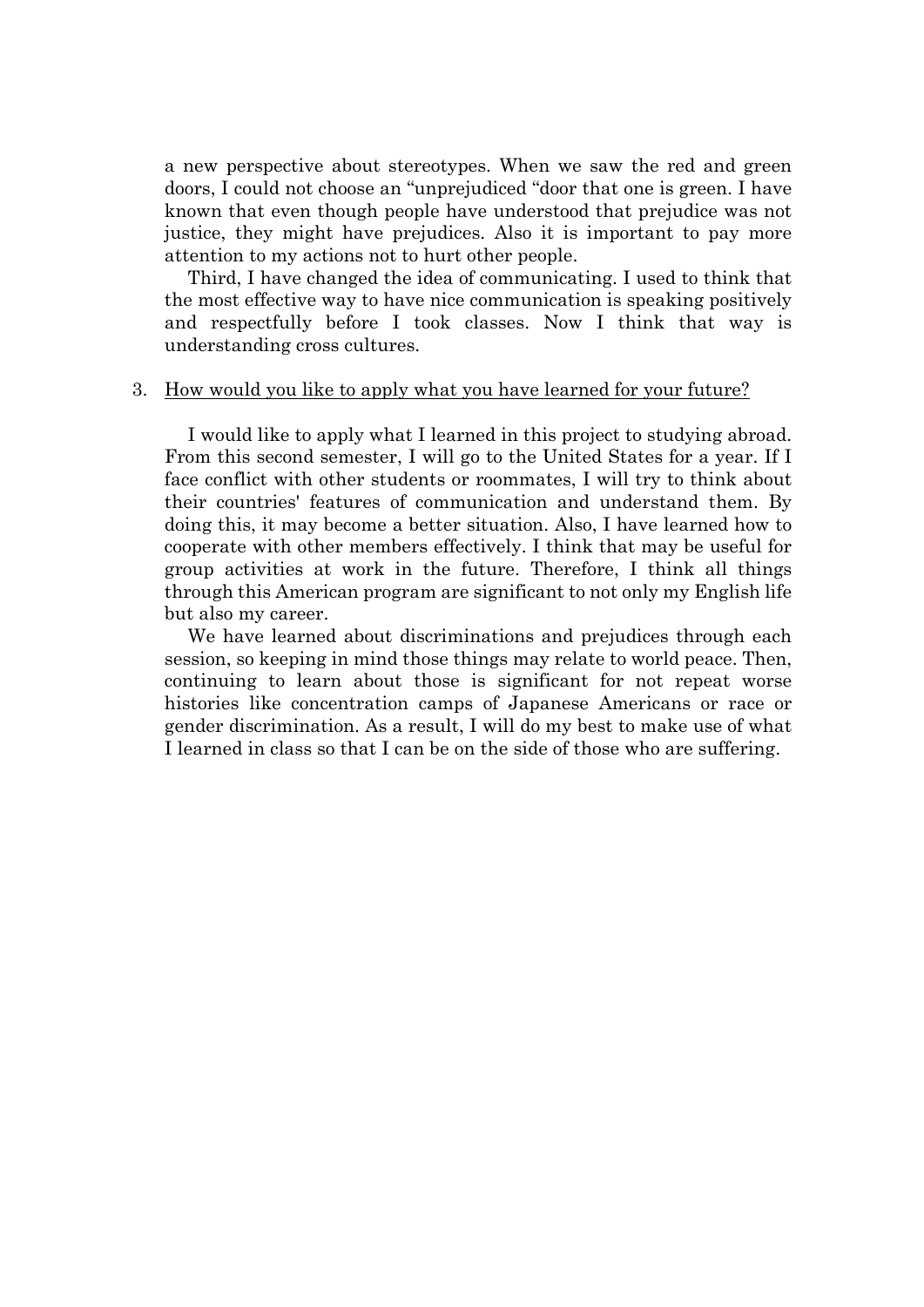a new perspective about stereotypes. When we saw the red and green doors, I could not choose an "unprejudiced "door that one is green. I have known that even though people have understood that prejudice was not justice, they might have prejudices. Also it is important to pay more attention to my actions not to hurt other people.

Third, I have changed the idea of communicating. I used to think that the most effective way to have nice communication is speaking positively and respectfully before I took classes. Now I think that way is understanding cross cultures.

3. <u>How would you like to apply what you have learned for your future?</u>

I would like to apply what I learned in this project to studying abroad. From this second semester, I will go to the United States for a year. If I face conflict with other students or roommates, I will try to think about their countries' features of communication and understand them. By doing this, it may become a better situation. Also, I have learned how to cooperate with other members effectively. I think that may be useful for group activities at work in the future. Therefore, I think all things through this American program are significant to not only my English life but also my career.

We have learned about discriminations and prejudices through each session, so keeping in mind those things may relate to world peace. Then, continuing to learn about those is significant for not repeat worse histories like concentration camps of Japanese Americans or race or gender discrimination. As a result, I will do my best to make use of what I learned in class so that I can be on the side of those who are suffering.